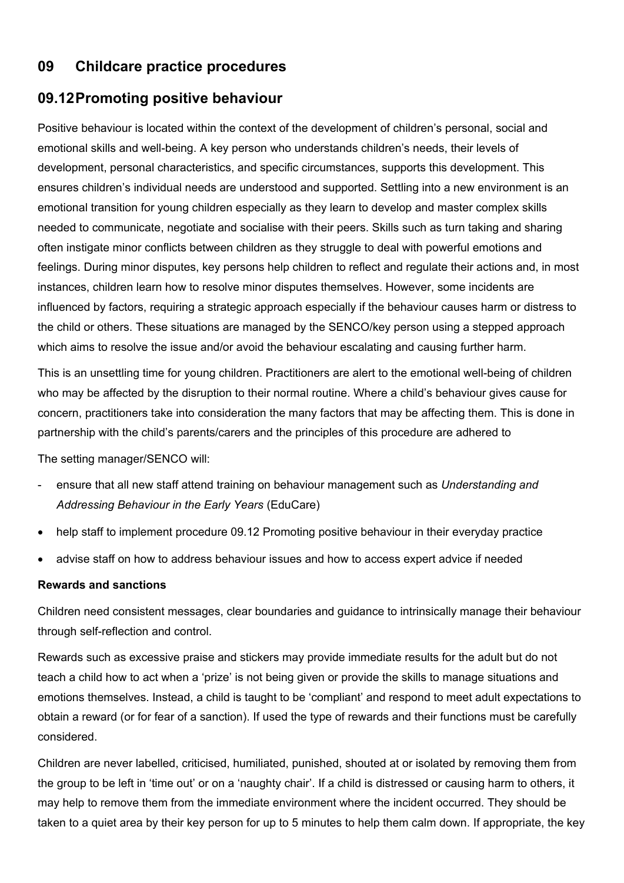## 09 Childcare practice procedures

## 09.12 Promoting positive behaviour

Positive behaviour is located within the context of the development of children's personal, social and emotional skills and well-being. A key person who understands children's needs, their levels of development, personal characteristics, and specific circumstances, supports this development. This ensures children's individual needs are understood and supported. Settling into a new environment is an emotional transition for young children especially as they learn to develop and master complex skills needed to communicate, negotiate and socialise with their peers. Skills such as turn taking and sharing often instigate minor conflicts between children as they struggle to deal with powerful emotions and feelings. During minor disputes, key persons help children to reflect and regulate their actions and, in most instances, children learn how to resolve minor disputes themselves. However, some incidents are influenced by factors, requiring a strategic approach especially if the behaviour causes harm or distress to the child or others. These situations are managed by the SENCO/key person using a stepped approach which aims to resolve the issue and/or avoid the behaviour escalating and causing further harm.

This is an unsettling time for young children. Practitioners are alert to the emotional well-being of children who may be affected by the disruption to their normal routine. Where a child's behaviour gives cause for concern, practitioners take into consideration the many factors that may be affecting them. This is done in partnership with the child's parents/carers and the principles of this procedure are adhered to

The setting manager/SENCO will:

- ensure that all new staff attend training on behaviour management such as *Understanding and Addressing Behaviour in the Early Years* (EduCare)
- help staff to implement procedure 09.12 Promoting positive behaviour in their everyday practice
- advise staff on how to address behaviour issues and how to access expert advice if needed

**Rewards and sanctions**

Children need consistent messages, clear boundaries and guidance to intrinsically manage their behaviour through self-reflection and control.

Rewards such as excessive praise and stickers may provide immediate results for the adult but do not teach a child how to act when a 'prize' is not being given or provide the skills to manage situations and emotions themselves. Instead, a child is taught to be 'compliant' and respond to meet adult expectations to obtain a reward (or for fear of a sanction). If used the type of rewards and their functions must be carefully considered.

Children are never labelled, criticised, humiliated, punished, shouted at or isolated by removing them from the group to be left in 'time out' or on a 'naughty chair'. If a child is distressed or causing harm to others, it may help to remove them from the immediate environment where the incident occurred. They should be taken to a quiet area by their key person for up to 5 minutes to help them calm down. If appropriate, the key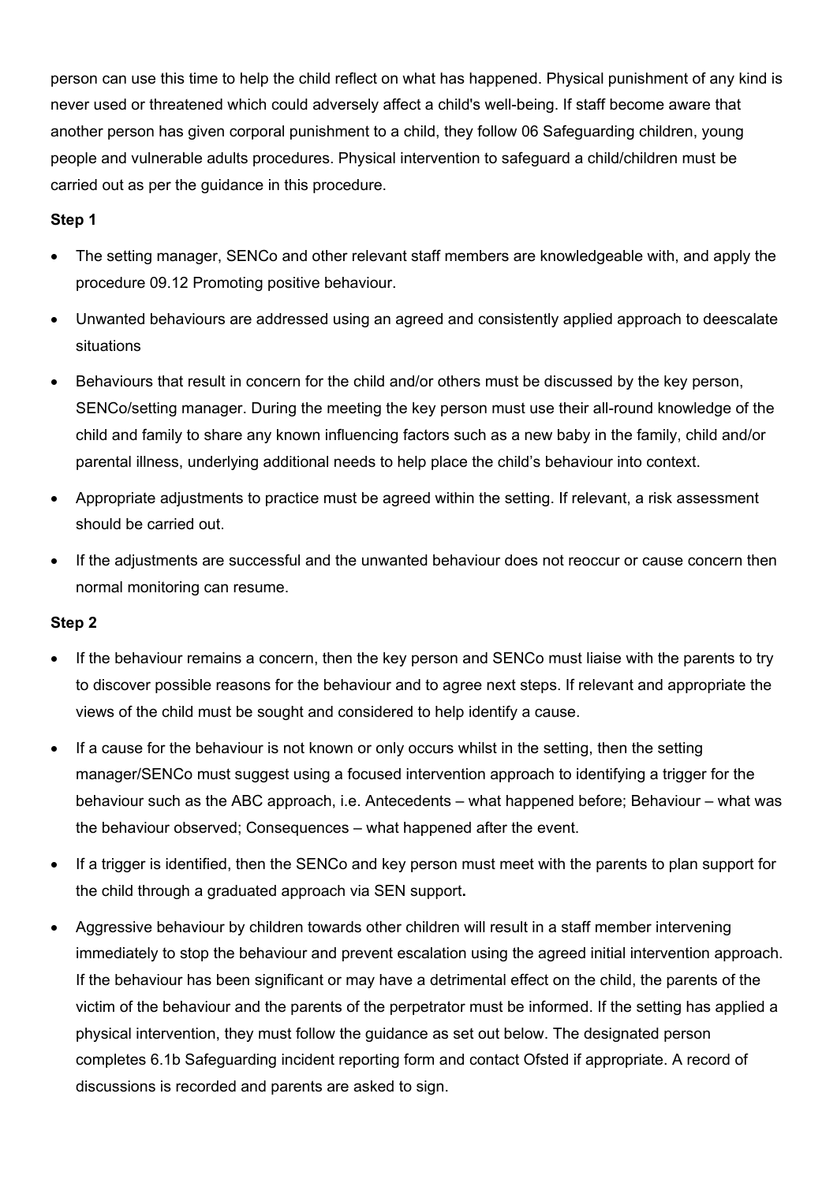person can use this time to help the child reflect on what has happened. Physical punishment of any kind is never used or threatened which could adversely affect a child's well-being. If staff become aware that another person has given corporal punishment to a child, they follow 06 Safeguarding children, young people and vulnerable adults procedures. Physical intervention to safeguard a child/children must be carried out as per the guidance in this procedure.

**Step 1**

- The setting manager, SENCo and other relevant staff members are knowledgeable with, and apply the procedure 09.12 Promoting positive behaviour.
- Unwanted behaviours are addressed using an agreed and consistently applied approach to deescalate situations
- Behaviours that result in concern for the child and/or others must be discussed by the key person, SENCo/setting manager. During the meeting the key person must use their all-round knowledge of the child and family to share any known influencing factors such as a new baby in the family, child and/or parental illness, underlying additional needs to help place the child's behaviour into context.
- Appropriate adjustments to practice must be agreed within the setting. If relevant, a risk assessment should be carried out.
- If the adjustments are successful and the unwanted behaviour does not reoccur or cause concern then normal monitoring can resume.

**Step 2**

- If the behaviour remains a concern, then the key person and SENCo must liaise with the parents to try to discover possible reasons for the behaviour and to agree next steps. If relevant and appropriate the views of the child must be sought and considered to help identify a cause.
- If a cause for the behaviour is not known or only occurs whilst in the setting, then the setting manager/SENCo must suggest using a focused intervention approach to identifying a trigger for the behaviour such as the ABC approach, i.e. Antecedents – what happened before; Behaviour – what was the behaviour observed; Consequences – what happened after the event.
- If a trigger is identified, then the SENCo and key person must meet with the parents to plan support for the child through a graduated approach via SEN support**.**
- Aggressive behaviour by children towards other children will result in a staff member intervening immediately to stop the behaviour and prevent escalation using the agreed initial intervention approach. If the behaviour has been significant or may have a detrimental effect on the child, the parents of the victim of the behaviour and the parents of the perpetrator must be informed. If the setting has applied a physical intervention, they must follow the guidance as set out below. The designated person completes 6.1b Safeguarding incident reporting form and contact Ofsted if appropriate. A record of discussions is recorded and parents are asked to sign.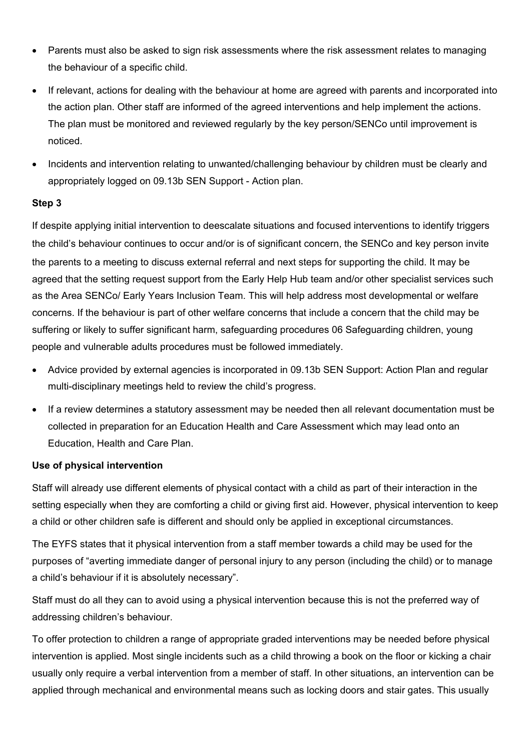- Parents must also be asked to sign risk assessments where the risk assessment relates to managing the behaviour of a specific child.
- If relevant, actions for dealing with the behaviour at home are agreed with parents and incorporated into the action plan. Other staff are informed of the agreed interventions and help implement the actions. The plan must be monitored and reviewed regularly by the key person/SENCo until improvement is noticed.
- Incidents and intervention relating to unwanted/challenging behaviour by children must be clearly and appropriately logged on 09.13b SEN Support - Action plan.

**Step 3**

If despite applying initial intervention to deescalate situations and focused interventions to identify triggers the child's behaviour continues to occur and/or is of significant concern, the SENCo and key person invite the parents to a meeting to discuss external referral and next steps for supporting the child. It may be agreed that the setting request support from the Early Help Hub team and/or other specialist services such as the Area SENCo/ Early Years Inclusion Team. This will help address most developmental or welfare concerns. If the behaviour is part of other welfare concerns that include a concern that the child may be suffering or likely to suffer significant harm, safeguarding procedures 06 Safeguarding children, young people and vulnerable adults procedures must be followed immediately.

- Advice provided by external agencies is incorporated in 09.13b SEN Support: Action Plan and regular multi-disciplinary meetings held to review the child's progress.
- If a review determines a statutory assessment may be needed then all relevant documentation must be collected in preparation for an Education Health and Care Assessment which may lead onto an Education, Health and Care Plan.

**Use of physical intervention**

Staff will already use different elements of physical contact with a child as part of their interaction in the setting especially when they are comforting a child or giving first aid. However, physical intervention to keep a child or other children safe is different and should only be applied in exceptional circumstances.

The EYFS states that it physical intervention from a staff member towards a child may be used for the purposes of "averting immediate danger of personal injury to any person (including the child) or to manage a child's behaviour if it is absolutely necessary".

Staff must do all they can to avoid using a physical intervention because this is not the preferred way of addressing children's behaviour.

To offer protection to children a range of appropriate graded interventions may be needed before physical intervention is applied. Most single incidents such as a child throwing a book on the floor or kicking a chair usually only require a verbal intervention from a member of staff. In other situations, an intervention can be applied through mechanical and environmental means such as locking doors and stair gates. This usually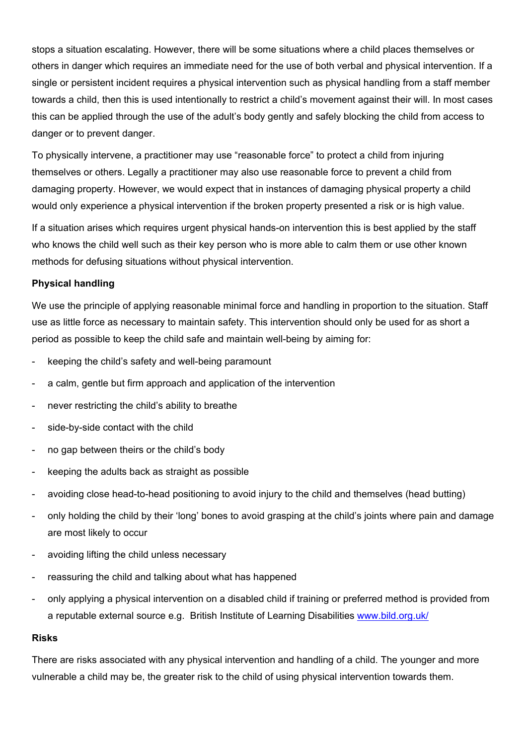stops a situation escalating. However, there will be some situations where a child places themselves or others in danger which requires an immediate need for the use of both verbal and physical intervention. If a single or persistent incident requires a physical intervention such as physical handling from a staff member towards a child, then this is used intentionally to restrict a child's movement against their will. In most cases this can be applied through the use of the adult's body gently and safely blocking the child from access to danger or to prevent danger.

To physically intervene, a practitioner may use "reasonable force" to protect a child from injuring themselves or others. Legally a practitioner may also use reasonable force to prevent a child from damaging property. However, we would expect that in instances of damaging physical property a child would only experience a physical intervention if the broken property presented a risk or is high value.

If a situation arises which requires urgent physical hands-on intervention this is best applied by the staff who knows the child well such as their key person who is more able to calm them or use other known methods for defusing situations without physical intervention.

**Physical handling**

We use the principle of applying reasonable minimal force and handling in proportion to the situation. Staff use as little force as necessary to maintain safety. This intervention should only be used for as short a period as possible to keep the child safe and maintain well-being by aiming for:

- keeping the child's safety and well-being paramount
- a calm, gentle but firm approach and application of the intervention
- never restricting the child's ability to breathe
- side-by-side contact with the child
- no gap between theirs or the child's body
- keeping the adults back as straight as possible
- avoiding close head-to-head positioning to avoid injury to the child and themselves (head butting)
- only holding the child by their 'long' bones to avoid grasping at the child's joints where pain and damage are most likely to occur
- avoiding lifting the child unless necessary
- reassuring the child and talking about what has happened
- only applying a physical intervention on a disabled child if training or preferred method is provided from a reputable external source e.g. British Institute of Learning Disabilities [www.bild.org.uk/](www.bild.org.uk/)

**Risks**

There are risks associated with any physical intervention and handling of a child. The younger and more vulnerable a child may be, the greater risk to the child of using physical intervention towards them.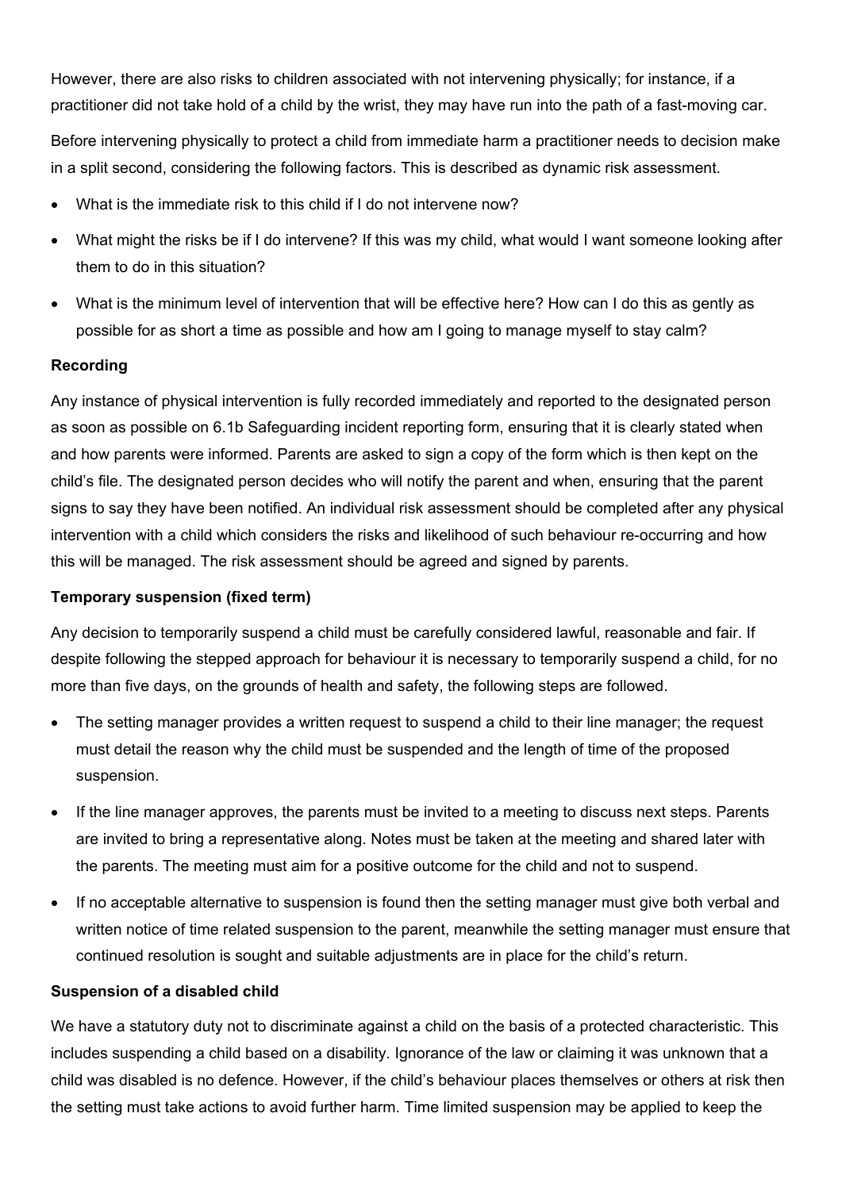However, there are also risks to children associated with not intervening physically; for instance, if a practitioner did not take hold of a child by the wrist, they may have run into the path of a fast-moving car.

Before intervening physically to protect a child from immediate harm a practitioner needs to decision make in a split second, considering the following factors. This is described as dynamic risk assessment.

- What is the immediate risk to this child if I do not intervene now?
- What might the risks be if I do intervene? If this was my child, what would I want someone looking after them to do in this situation?
- What is the minimum level of intervention that will be effective here? How can I do this as gently as possible for as short a time as possible and how am I going to manage myself to stay calm?

**Recording**

Any instance of physical intervention is fully recorded immediately and reported to the designated person as soon as possible on 6.1b Safeguarding incident reporting form, ensuring that it is clearly stated when and how parents were informed. Parents are asked to sign a copy of the form which is then kept on the child's file. The designated person decides who will notify the parent and when, ensuring that the parent signs to say they have been notified. An individual risk assessment should be completed after any physical intervention with a child which considers the risks and likelihood of such behaviour re-occurring and how this will be managed. The risk assessment should be agreed and signed by parents.

**Temporary suspension (fixed term)**

Any decision to temporarily suspend a child must be carefully considered lawful, reasonable and fair. If despite following the stepped approach for behaviour it is necessary to temporarily suspend a child, for no more than five days, on the grounds of health and safety, the following steps are followed.

- The setting manager provides a written request to suspend a child to their line manager; the request must detail the reason why the child must be suspended and the length of time of the proposed suspension.
- If the line manager approves, the parents must be invited to a meeting to discuss next steps. Parents are invited to bring a representative along. Notes must be taken at the meeting and shared later with the parents. The meeting must aim for a positive outcome for the child and not to suspend.
- If no acceptable alternative to suspension is found then the setting manager must give both verbal and written notice of time related suspension to the parent, meanwhile the setting manager must ensure that continued resolution is sought and suitable adjustments are in place for the child's return.

**Suspension of a disabled child**

We have a statutory duty not to discriminate against a child on the basis of a protected characteristic. This includes suspending a child based on a disability. Ignorance of the law or claiming it was unknown that a child was disabled is no defence. However, if the child's behaviour places themselves or others at risk then the setting must take actions to avoid further harm. Time limited suspension may be applied to keep the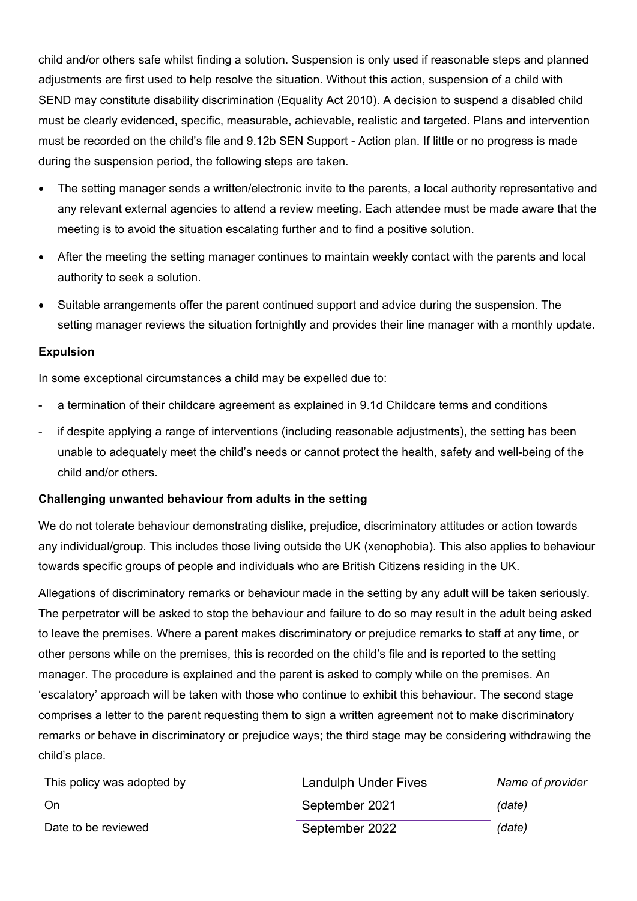child and/or others safe whilst finding a solution. Suspension is only used if reasonable steps and planned adjustments are first used to help resolve the situation. Without this action, suspension of a child with SEND may constitute disability discrimination (Equality Act 2010). A decision to suspend a disabled child must be clearly evidenced, specific, measurable, achievable, realistic and targeted. Plans and intervention must be recorded on the child's file and 9.12b SEN Support - Action plan. If little or no progress is made during the suspension period, the following steps are taken.

- The setting manager sends a written/electronic invite to the parents, a local authority representative and any relevant external agencies to attend a review meeting. Each attendee must be made aware that the meeting is to avoid the situation escalating further and to find a positive solution.
- After the meeting the setting manager continues to maintain weekly contact with the parents and local authority to seek a solution.
- Suitable arrangements offer the parent continued support and advice during the suspension. The setting manager reviews the situation fortnightly and provides their line manager with a monthly update.

**Expulsion**

In some exceptional circumstances a child may be expelled due to:

- a termination of their childcare agreement as explained in 9.1d Childcare terms and conditions
- if despite applying a range of interventions (including reasonable adjustments), the setting has been unable to adequately meet the child's needs or cannot protect the health, safety and well-being of the child and/or others.

**Challenging unwanted behaviour from adults in the setting**

We do not tolerate behaviour demonstrating dislike, prejudice, discriminatory attitudes or action towards any individual/group. This includes those living outside the UK (xenophobia). This also applies to behaviour towards specific groups of people and individuals who are British Citizens residing in the UK.

Allegations of discriminatory remarks or behaviour made in the setting by any adult will be taken seriously. The perpetrator will be asked to stop the behaviour and failure to do so may result in the adult being asked to leave the premises. Where a parent makes discriminatory or prejudice remarks to staff at any time, or other persons while on the premises, this is recorded on the child's file and is reported to the setting manager. The procedure is explained and the parent is asked to comply while on the premises. An 'escalatory' approach will be taken with those who continue to exhibit this behaviour. The second stage comprises a letter to the parent requesting them to sign a written agreement not to make discriminatory remarks or behave in discriminatory or prejudice ways; the third stage may be considering withdrawing the child's place.

| | | |
|---|---|---|
| This policy was adopted by | Landulph Under Fives | *Name of provider* |
| On | September 2021 | *(date)* |
| Date to be reviewed | September 2022 | *(date)* |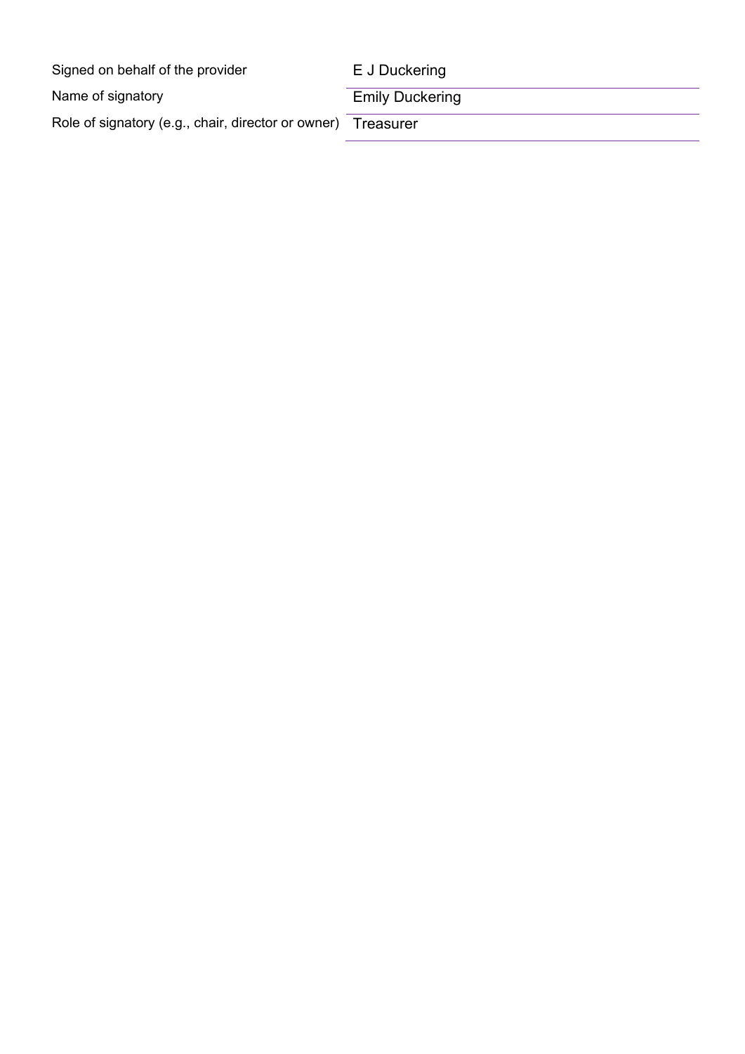| | |
|---|---|
| Signed on behalf of the provider | E J Duckering |
| Name of signatory | Emily Duckering |
| Role of signatory (e.g., chair, director or owner) | Treasurer |